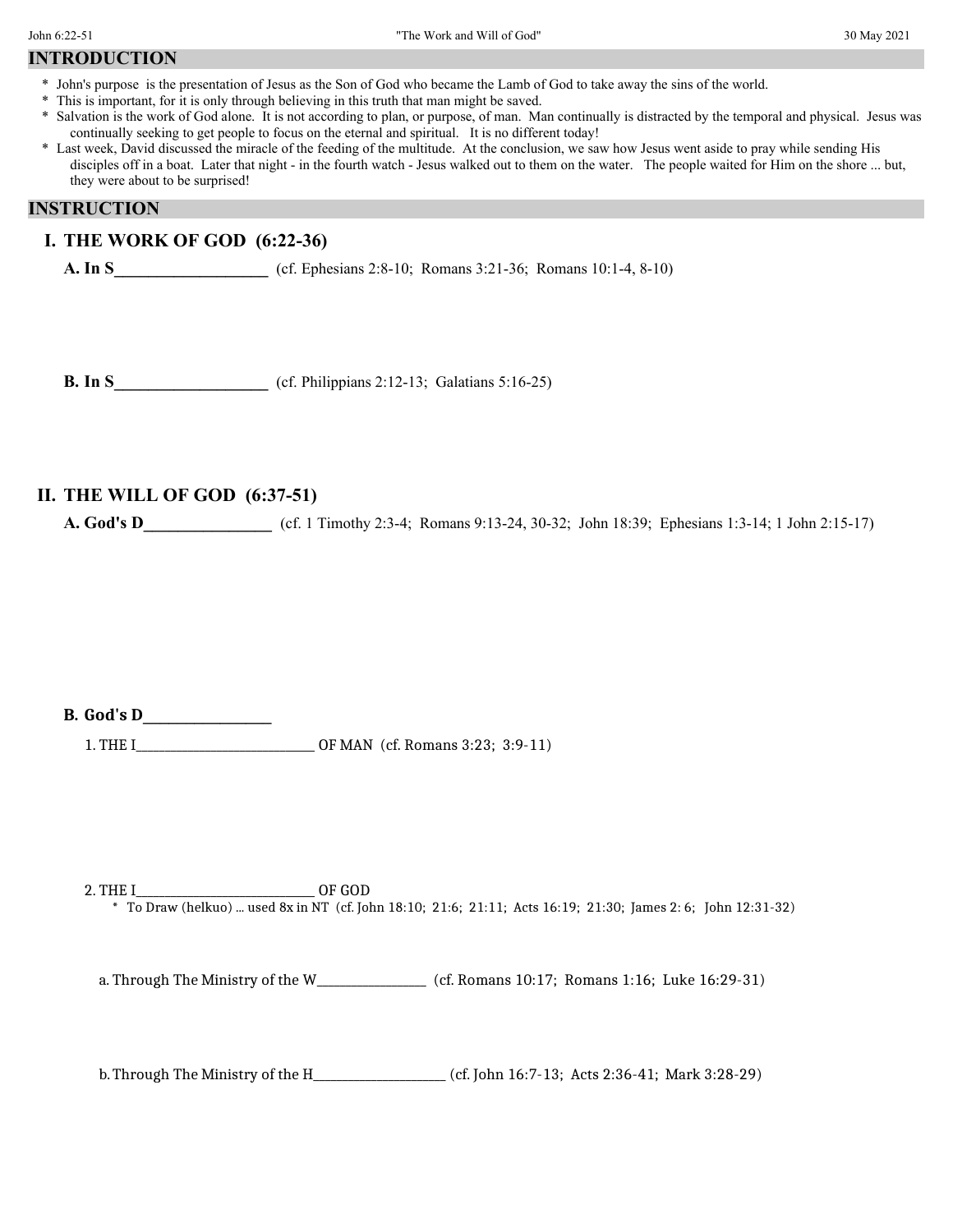## INTRODUCTION

* John's purpose is the presentation of Jesus as the Son of God who became the Lamb of God to take away the sins of the world.
* This is important, for it is only through believing in this truth that man might be saved.
* Salvation is the work of God alone. It is not according to plan, or purpose, of man. Man continually is distracted by the temporal and physical. Jesus was continually seeking to get people to focus on the eternal and spiritual. It is no different today!
* Last week, David discussed the miracle of the feeding of the multitude. At the conclusion, we saw how Jesus went aside to pray while sending His disciples off in a boat. Later that night - in the fourth watch - Jesus walked out to them on the water. The people waited for Him on the shore ... but, they were about to be surprised!

## INSTRUCTION

### I. THE WORK OF GOD (6:22-36)

**A. In S___________________** (cf. Ephesians 2:8-10; Romans 3:21-36; Romans 10:1-4, 8-10)

**B. In S___________________** (cf. Philippians 2:12-13; Galatians 5:16-25)

### II. THE WILL OF GOD (6:37-51)

**A. God's D________________** (cf. 1 Timothy 2:3-4; Romans 9:13-24, 30-32; John 18:39; Ephesians 1:3-14; 1 John 2:15-17)

**B. God's D__________________**

1. THE I___________________________ OF MAN (cf. Romans 3:23; 3:9-11)

2. THE I___________________________ OF GOD
   * To Draw (helkuo) ... used 8x in NT (cf. John 18:10; 21:6; 21:11; Acts 16:19; 21:30; James 2: 6; John 12:31-32)

   a. Through The Ministry of the W________________ (cf. Romans 10:17; Romans 1:16; Luke 16:29-31)

   b. Through The Ministry of the H___________________ (cf. John 16:7-13; Acts 2:36-41; Mark 3:28-29)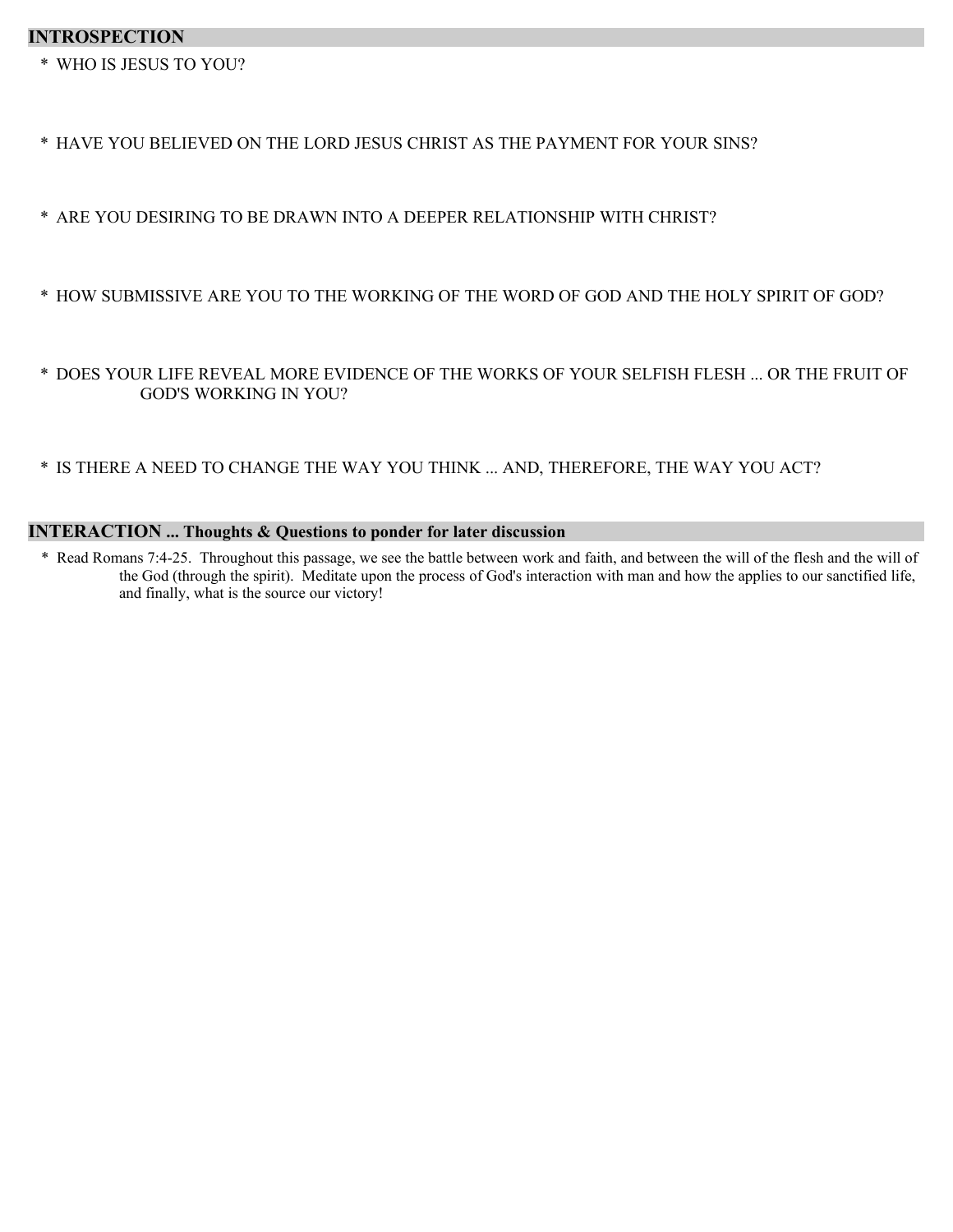## INTROSPECTION

* WHO IS JESUS TO YOU?

* HAVE YOU BELIEVED ON THE LORD JESUS CHRIST AS THE PAYMENT FOR YOUR SINS?

* ARE YOU DESIRING TO BE DRAWN INTO A DEEPER RELATIONSHIP WITH CHRIST?

* HOW SUBMISSIVE ARE YOU TO THE WORKING OF THE WORD OF GOD AND THE HOLY SPIRIT OF GOD?

* DOES YOUR LIFE REVEAL MORE EVIDENCE OF THE WORKS OF YOUR SELFISH FLESH ... OR THE FRUIT OF GOD'S WORKING IN YOU?

* IS THERE A NEED TO CHANGE THE WAY YOU THINK ... AND, THEREFORE, THE WAY YOU ACT?

## INTERACTION ... Thoughts & Questions to ponder for later discussion

* Read Romans 7:4-25. Throughout this passage, we see the battle between work and faith, and between the will of the flesh and the will of the God (through the spirit). Meditate upon the process of God's interaction with man and how the applies to our sanctified life, and finally, what is the source our victory!